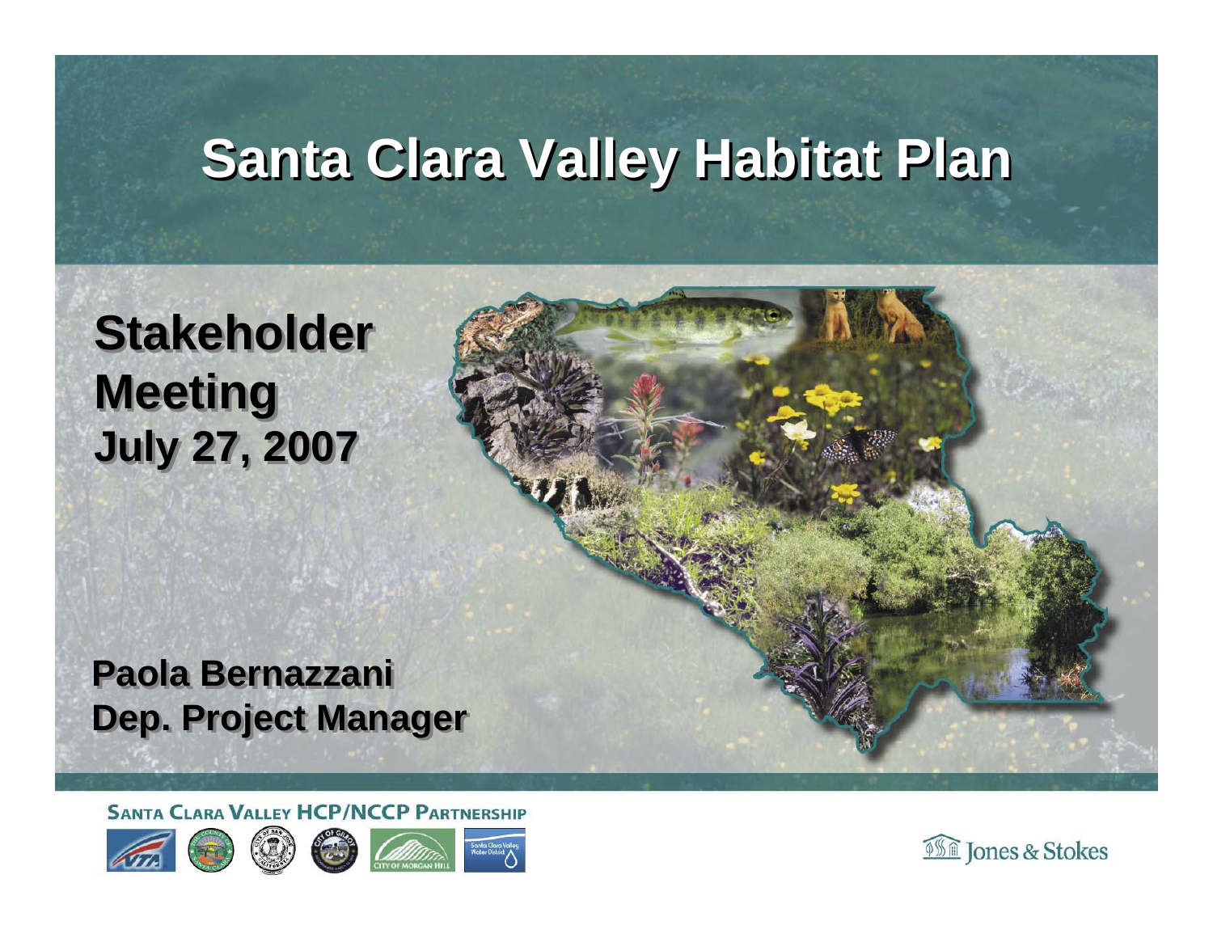# Santa Clara Valley Habitat Plan

## Stakeholder Meeting

**July 27, 2007**

**Paola Bernazzani**
**Dep. Project Manager**

SANTA CLARA VALLEY HCP/NCCP PARTNERSHIP

CITY OF MORGAN HILL

Santa Clara Valley Water District

Jones & Stokes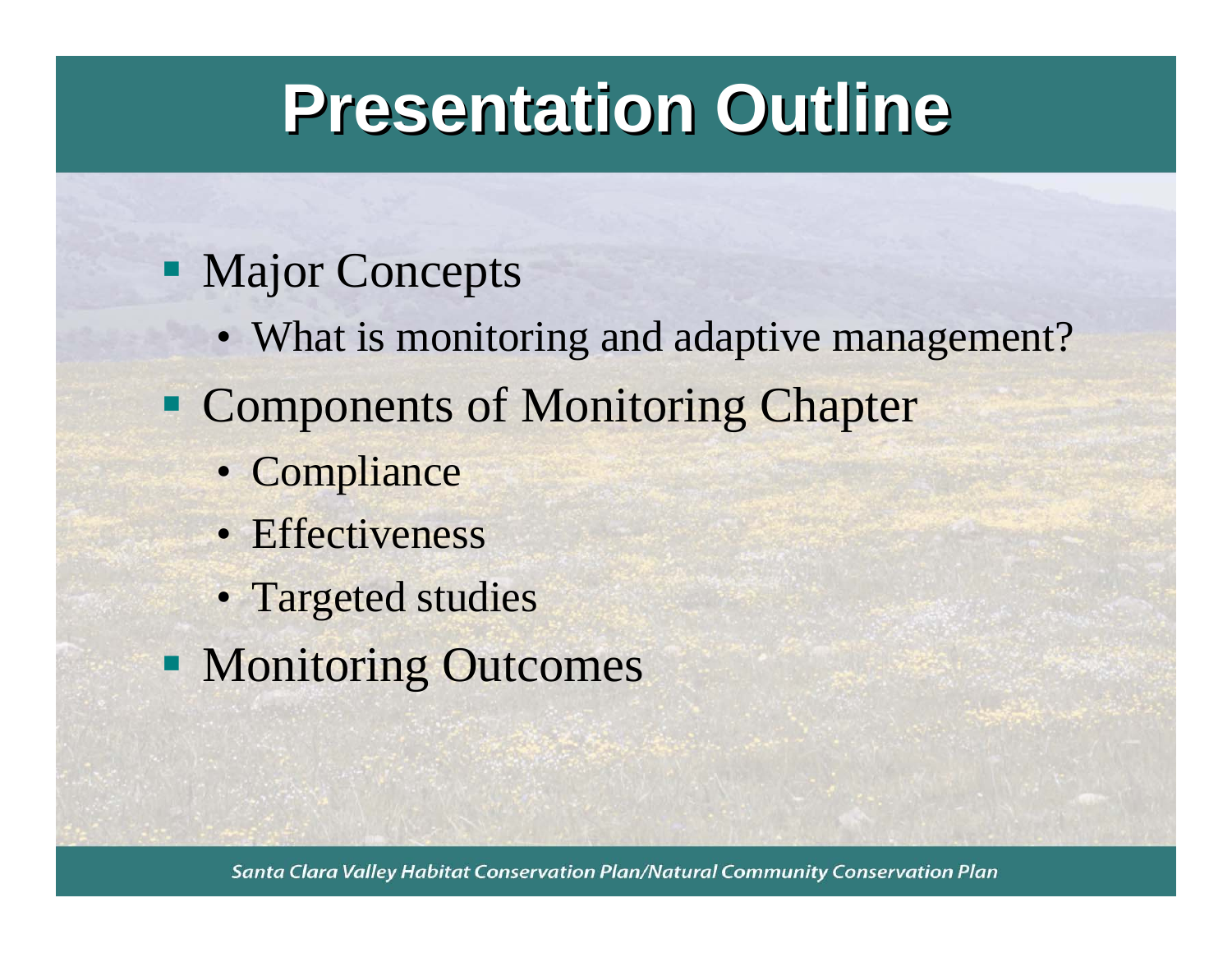# Presentation Outline

- Major Concepts
  - What is monitoring and adaptive management?
- Components of Monitoring Chapter
  - Compliance
  - Effectiveness
  - Targeted studies
- Monitoring Outcomes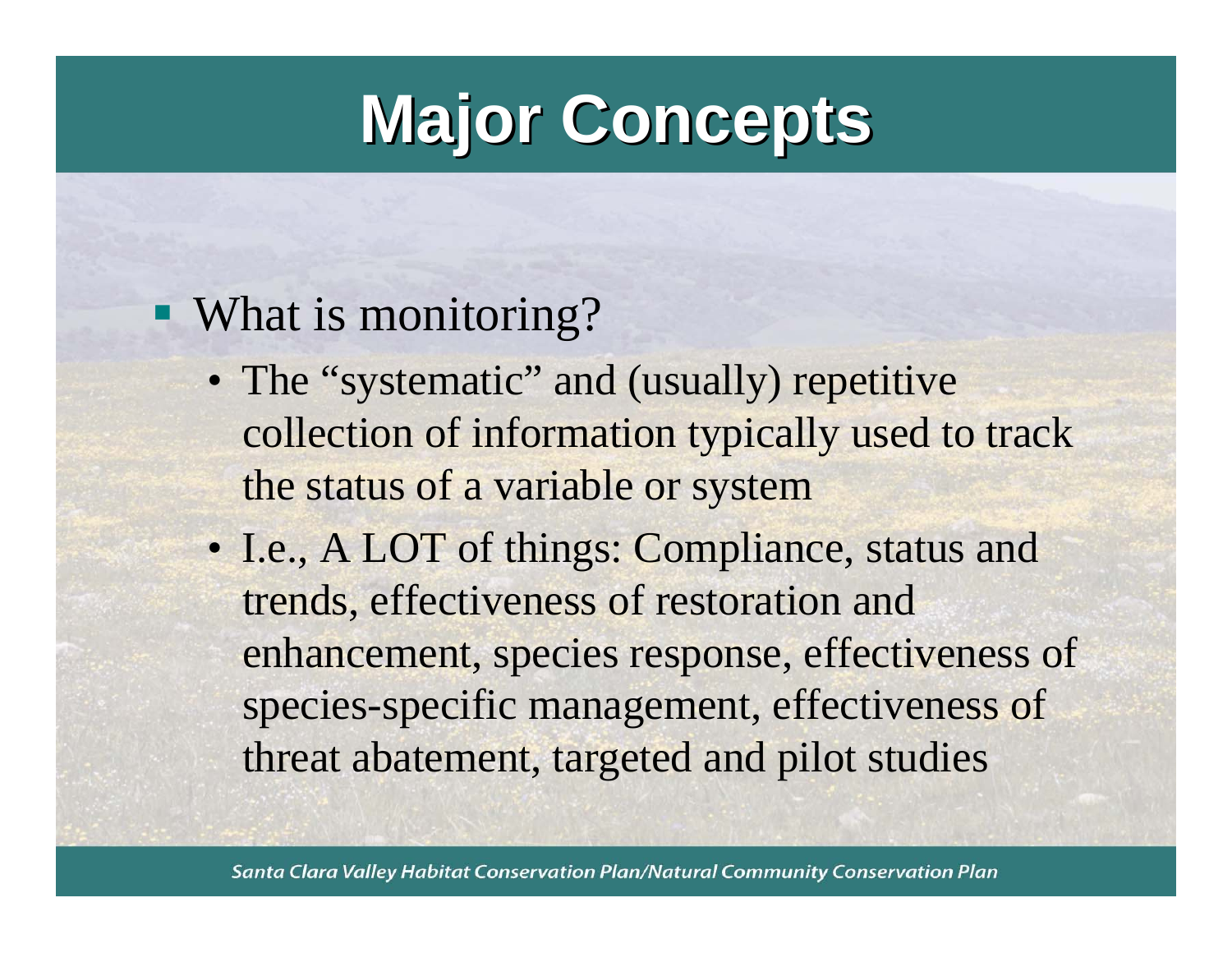# Major Concepts

- What is monitoring?
  - The "systematic" and (usually) repetitive collection of information typically used to track the status of a variable or system
  - I.e., A LOT of things: Compliance, status and trends, effectiveness of restoration and enhancement, species response, effectiveness of species-specific management, effectiveness of threat abatement, targeted and pilot studies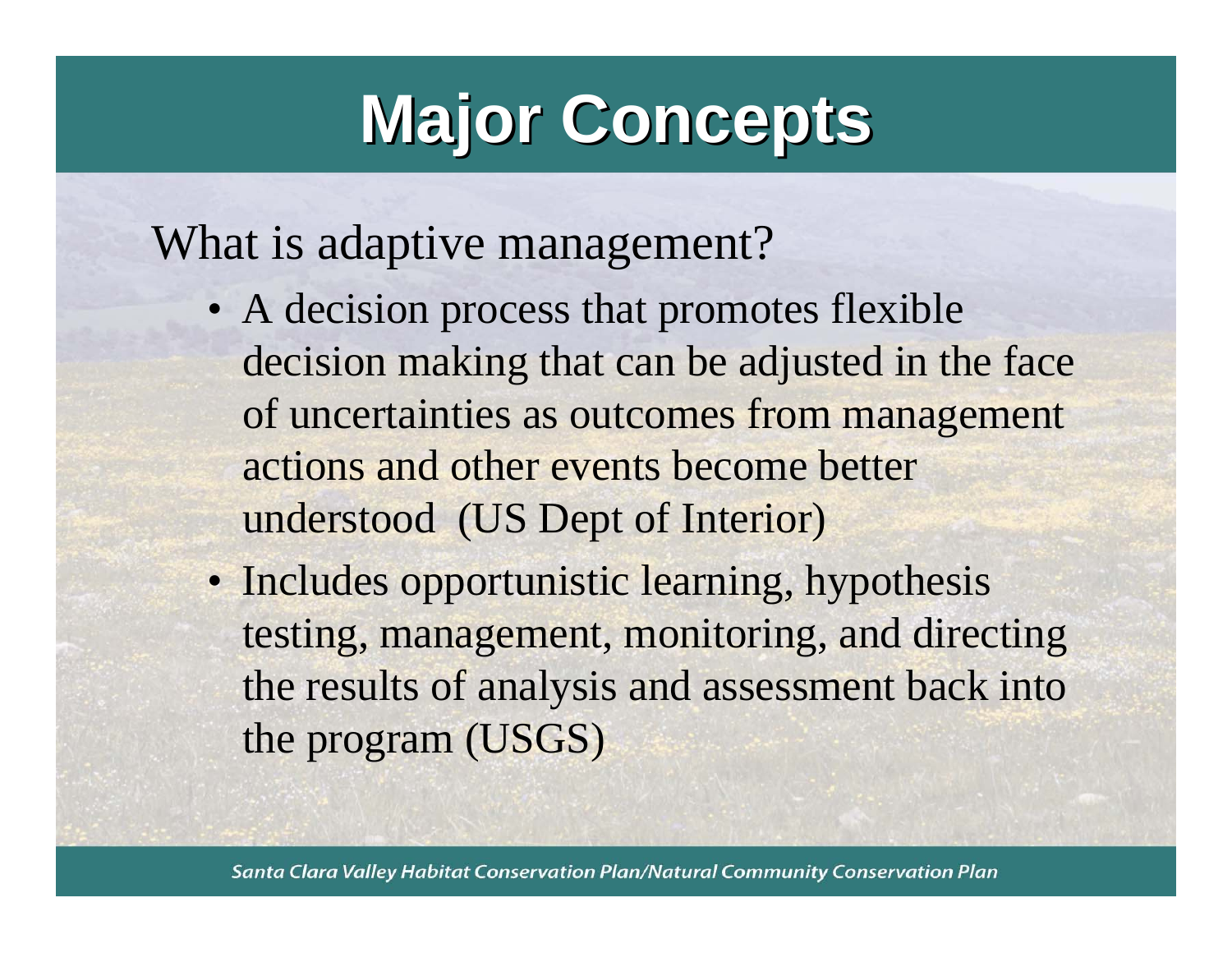# Major Concepts

What is adaptive management?

- A decision process that promotes flexible decision making that can be adjusted in the face of uncertainties as outcomes from management actions and other events become better understood (US Dept of Interior)
- Includes opportunistic learning, hypothesis testing, management, monitoring, and directing the results of analysis and assessment back into the program (USGS)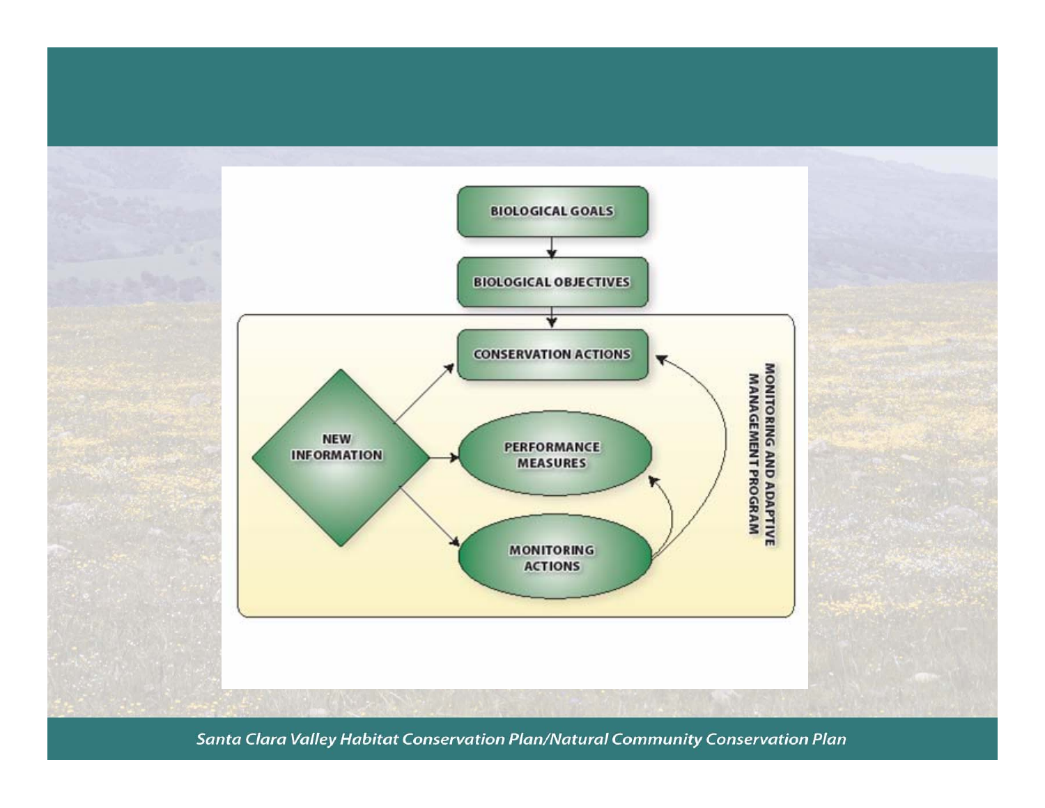BIOLOGICAL GOALS

BIOLOGICAL OBJECTIVES

CONSERVATION ACTIONS

NEW INFORMATION

PERFORMANCE MEASURES

MONITORING ACTIONS

MONITORING AND ADAPTIVE MANAGEMENT PROGRAM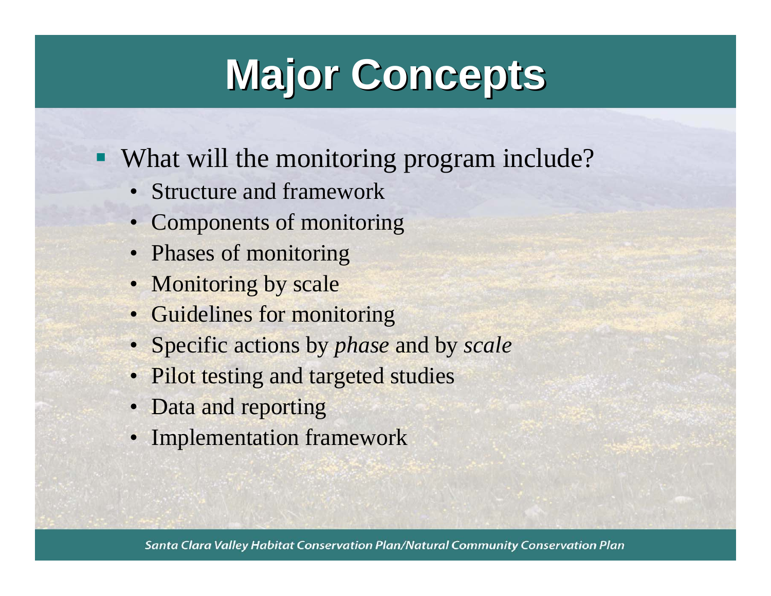# Major Concepts

- What will the monitoring program include?
  - Structure and framework
  - Components of monitoring
  - Phases of monitoring
  - Monitoring by scale
  - Guidelines for monitoring
  - Specific actions by *phase* and by *scale*
  - Pilot testing and targeted studies
  - Data and reporting
  - Implementation framework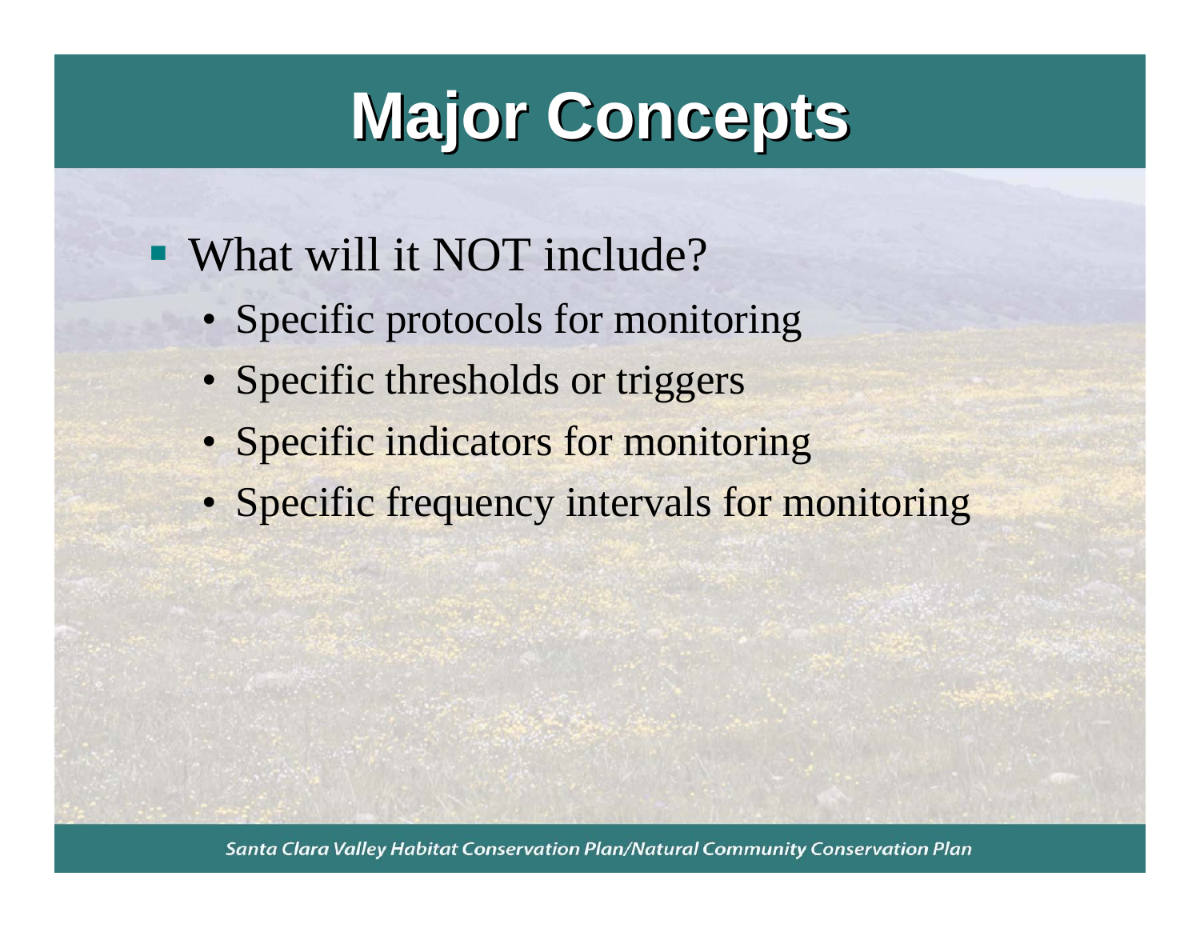# Major Concepts

- What will it NOT include?
  - Specific protocols for monitoring
  - Specific thresholds or triggers
  - Specific indicators for monitoring
  - Specific frequency intervals for monitoring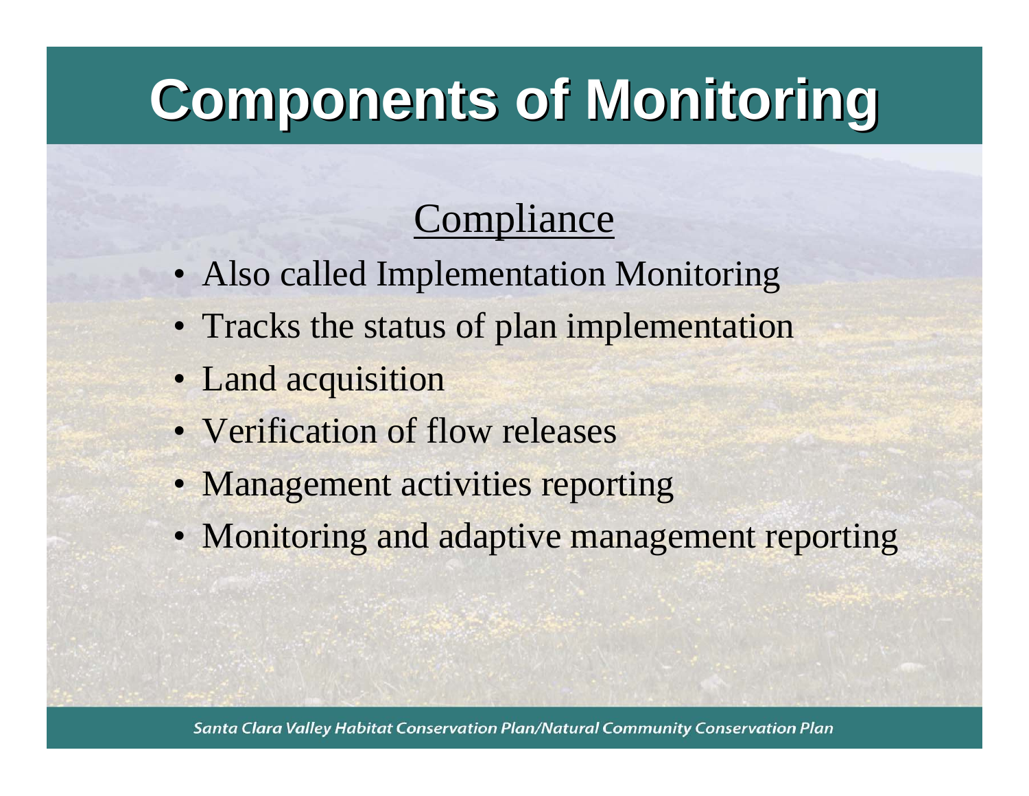# Components of Monitoring

## Compliance

- Also called Implementation Monitoring
- Tracks the status of plan implementation
- Land acquisition
- Verification of flow releases
- Management activities reporting
- Monitoring and adaptive management reporting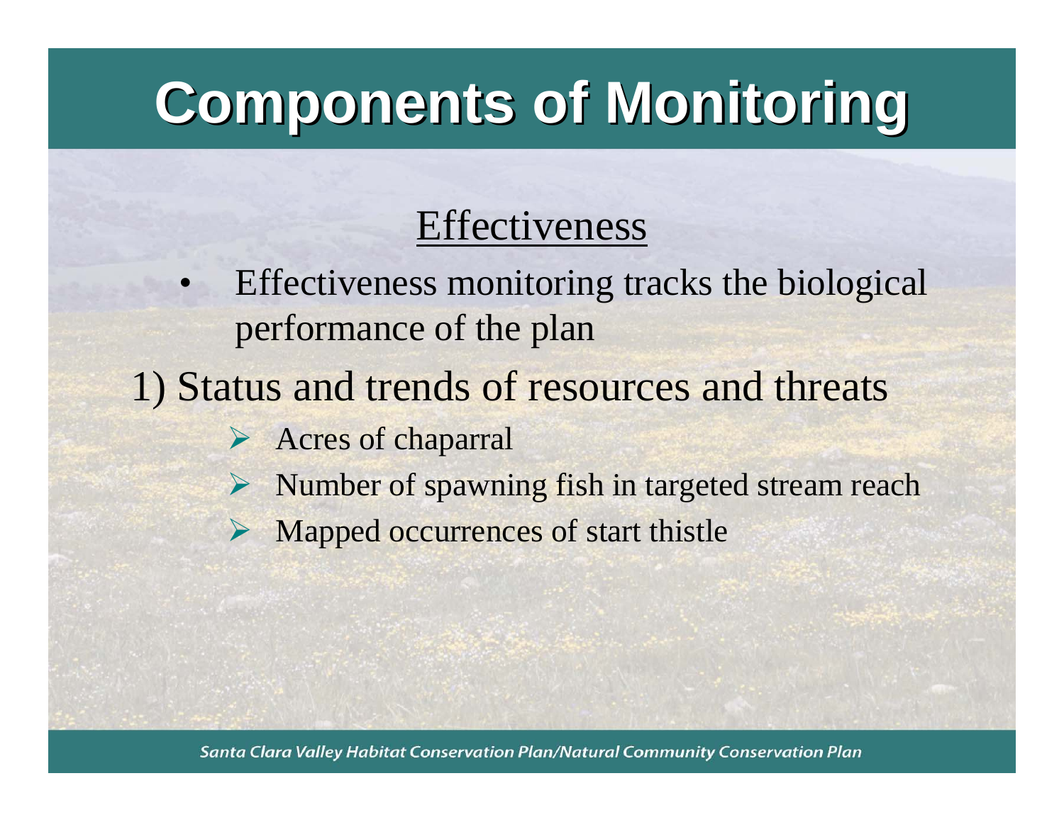# Components of Monitoring

## Effectiveness

- Effectiveness monitoring tracks the biological performance of the plan

1) Status and trends of resources and threats

- Acres of chaparral
- Number of spawning fish in targeted stream reach
- Mapped occurrences of start thistle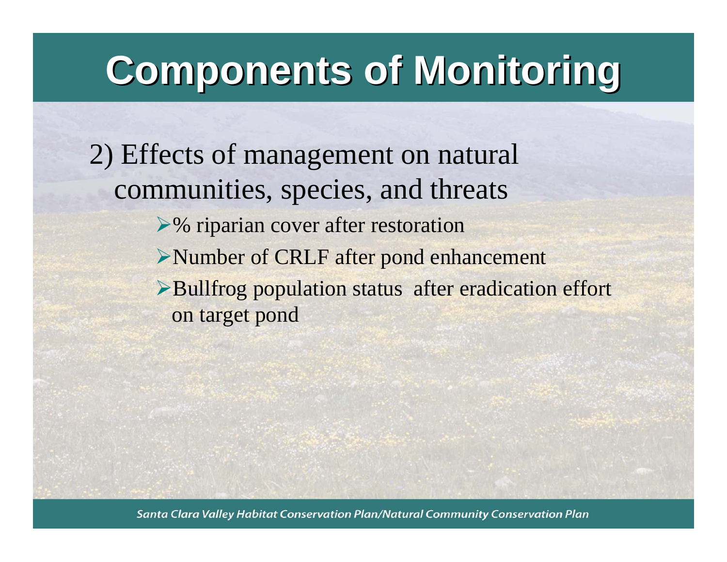# Components of Monitoring

2) Effects of management on natural communities, species, and threats

- % riparian cover after restoration
- Number of CRLF after pond enhancement
- Bullfrog population status after eradication effort on target pond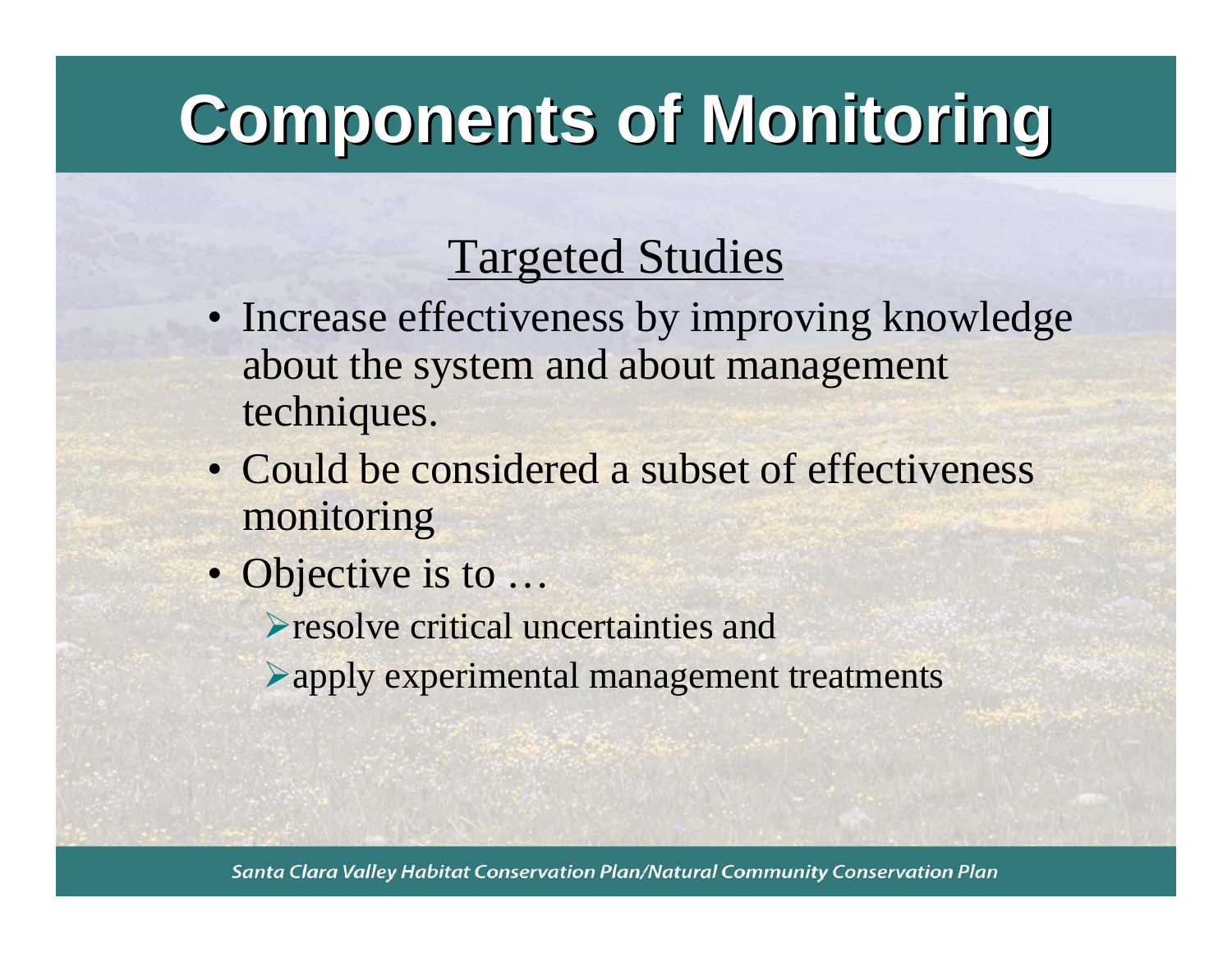# Components of Monitoring

## Targeted Studies

- Increase effectiveness by improving knowledge about the system and about management techniques.
- Could be considered a subset of effectiveness monitoring
- Objective is to …
  - resolve critical uncertainties and
  - apply experimental management treatments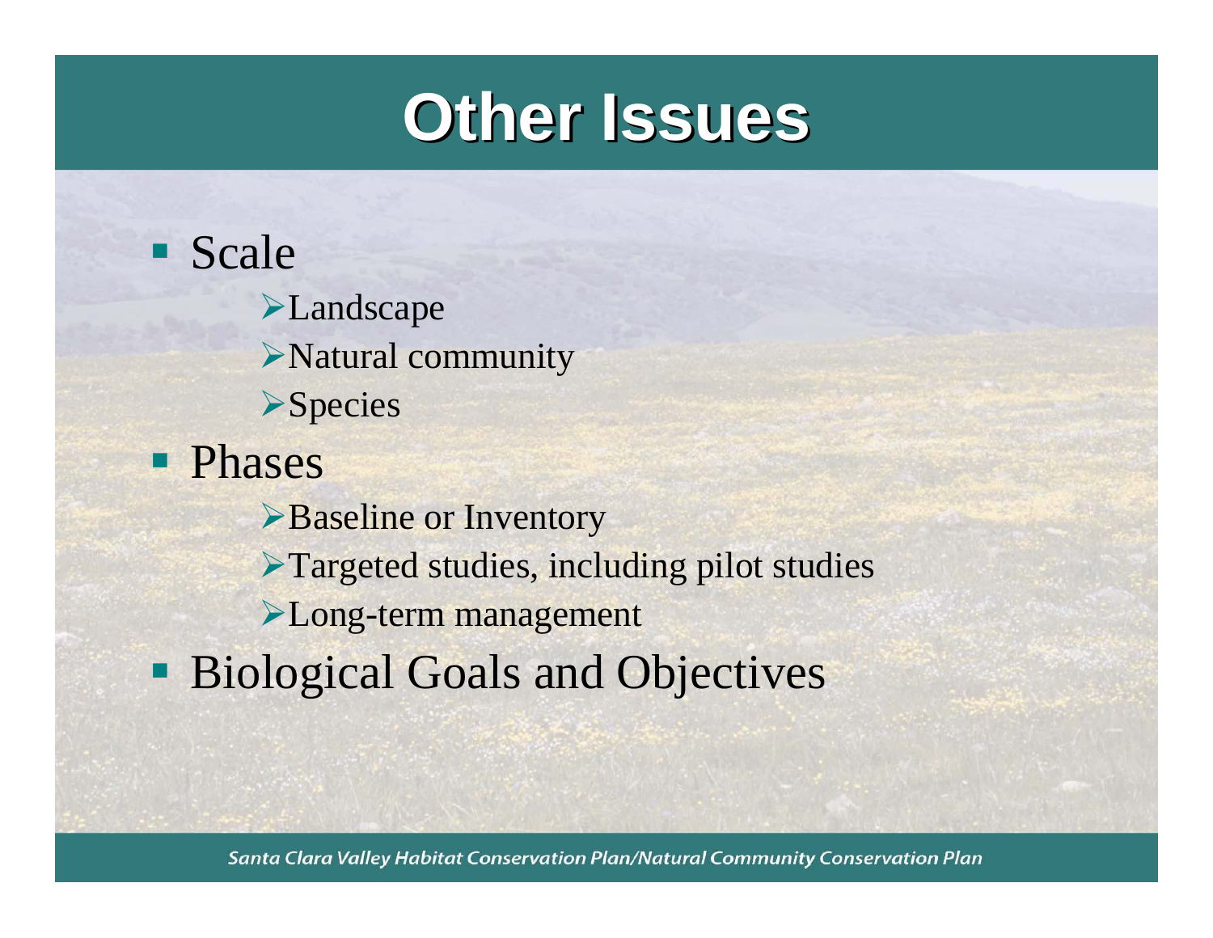# Other Issues

- Scale
  - Landscape
  - Natural community
  - Species
- Phases
  - Baseline or Inventory
  - Targeted studies, including pilot studies
  - Long-term management
- Biological Goals and Objectives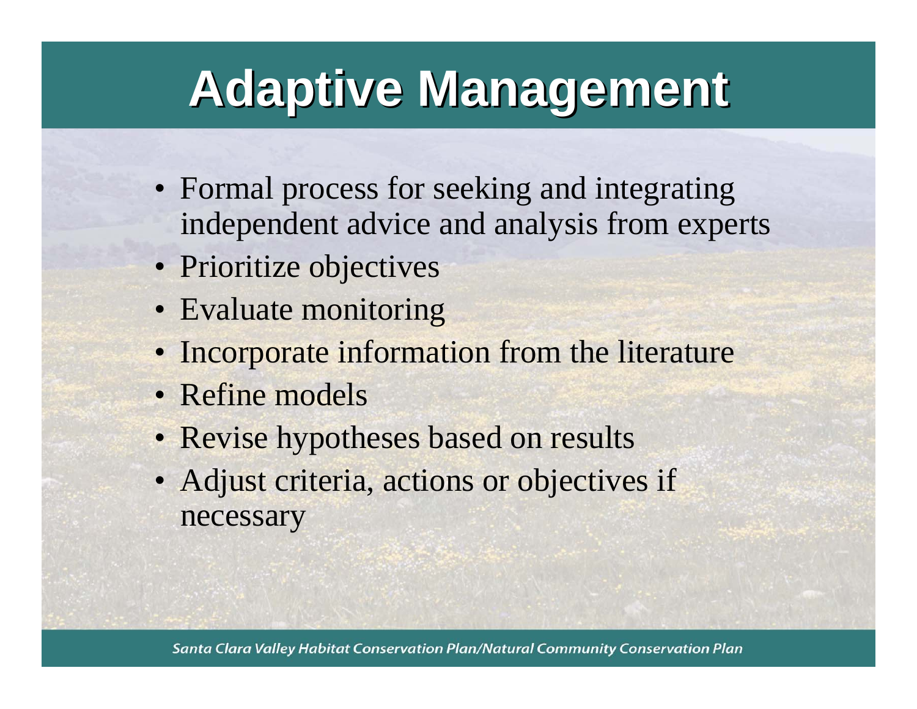# Adaptive Management

- Formal process for seeking and integrating independent advice and analysis from experts
- Prioritize objectives
- Evaluate monitoring
- Incorporate information from the literature
- Refine models
- Revise hypotheses based on results
- Adjust criteria, actions or objectives if necessary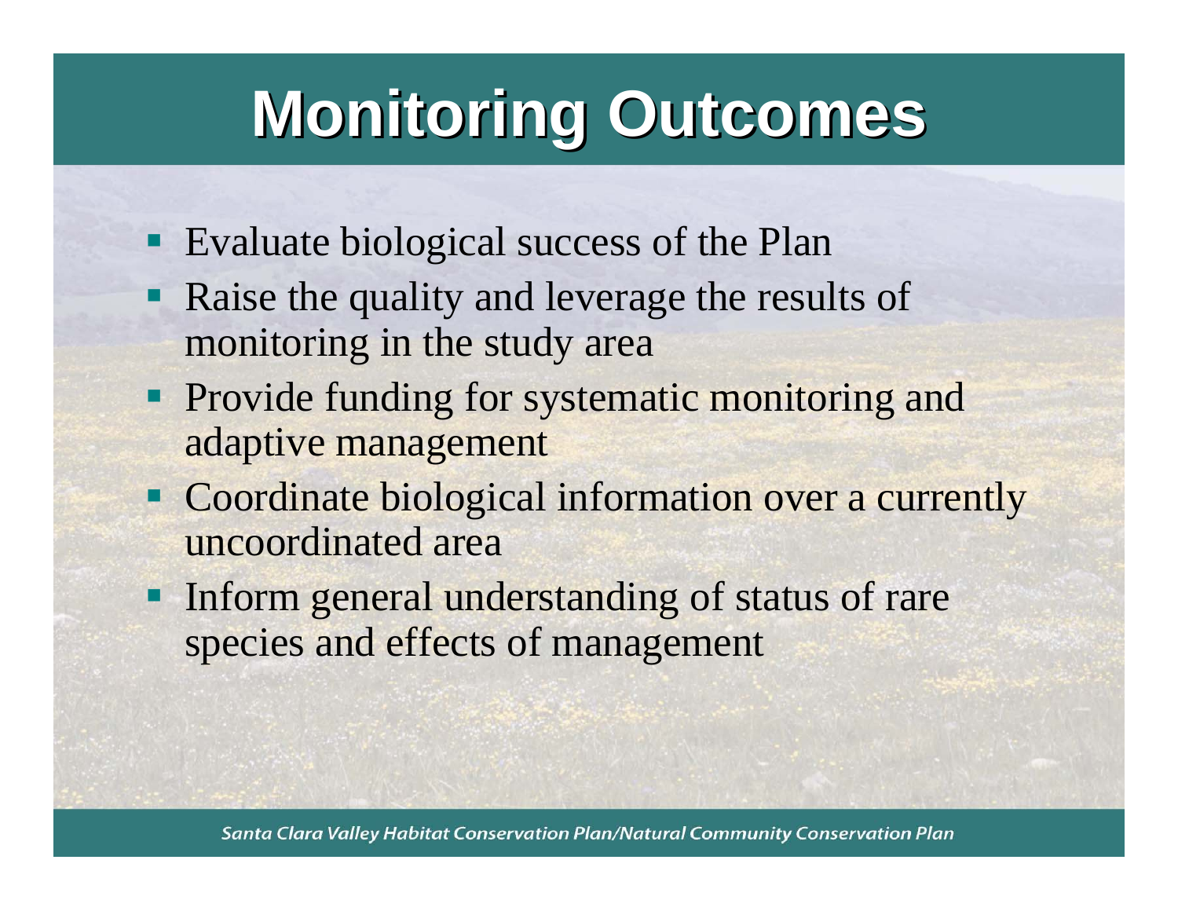# Monitoring Outcomes

- Evaluate biological success of the Plan
- Raise the quality and leverage the results of monitoring in the study area
- Provide funding for systematic monitoring and adaptive management
- Coordinate biological information over a currently uncoordinated area
- Inform general understanding of status of rare species and effects of management